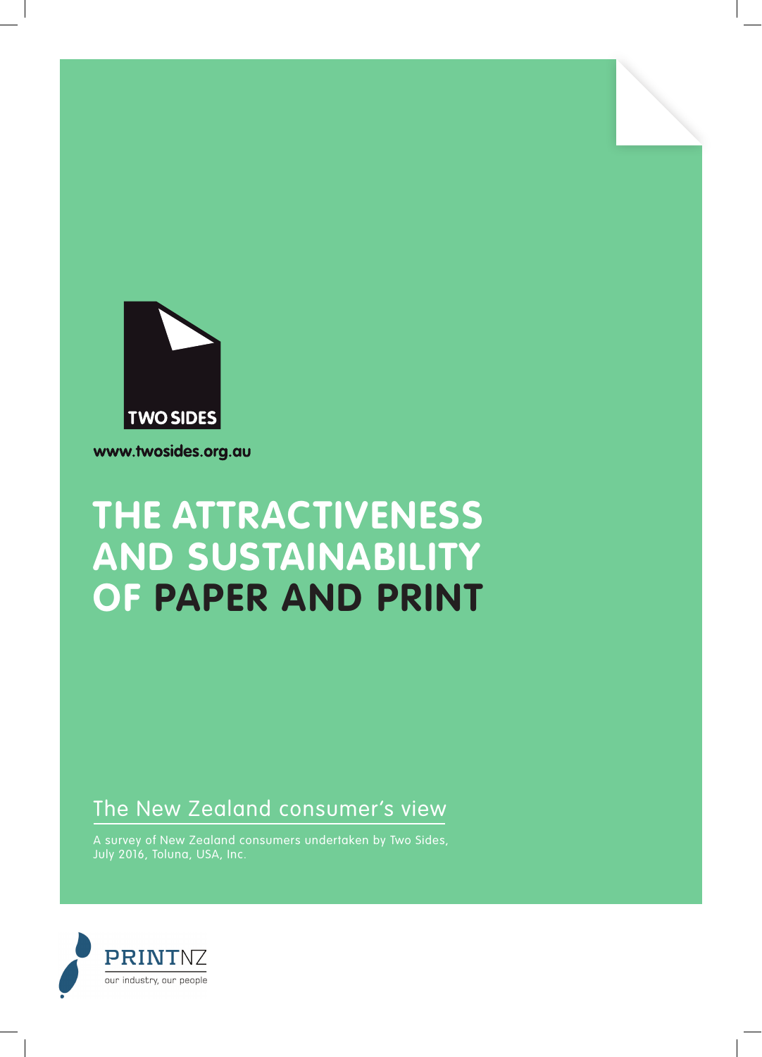TWO SIDES

www.twosides.org.au

# THE ATTRACTIVENESS AND SUSTAINABILITY OF PAPER AND PRINT

## The New Zealand consumer's view

A survey of New Zealand consumers undertaken by Two Sides, July 2016, Toluna, USA, Inc.

PRINTNZ
our industry, our people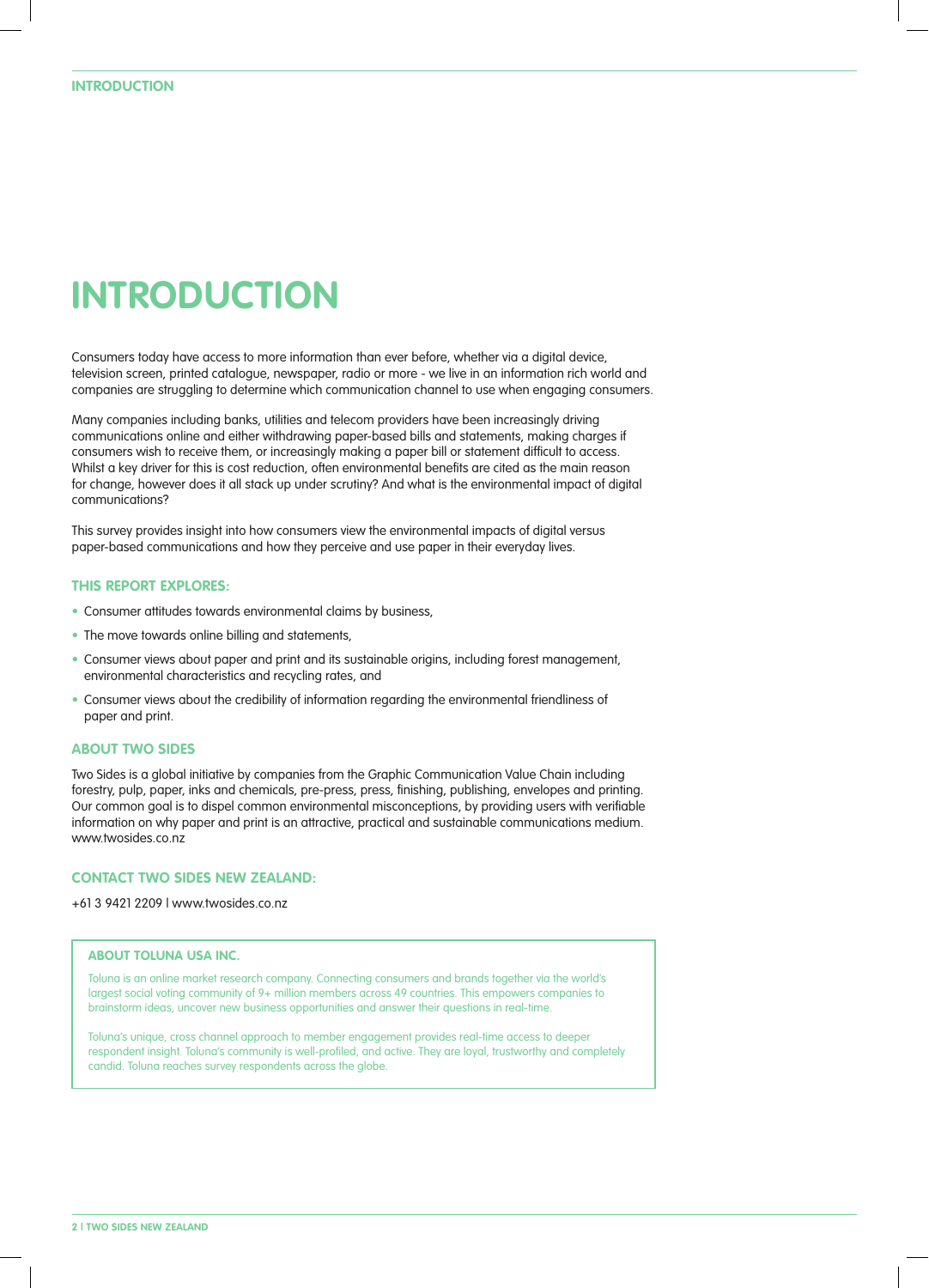# INTRODUCTION

Consumers today have access to more information than ever before, whether via a digital device, television screen, printed catalogue, newspaper, radio or more - we live in an information rich world and companies are struggling to determine which communication channel to use when engaging consumers.

Many companies including banks, utilities and telecom providers have been increasingly driving communications online and either withdrawing paper-based bills and statements, making charges if consumers wish to receive them, or increasingly making a paper bill or statement difficult to access. Whilst a key driver for this is cost reduction, often environmental benefits are cited as the main reason for change, however does it all stack up under scrutiny? And what is the environmental impact of digital communications?

This survey provides insight into how consumers view the environmental impacts of digital versus paper-based communications and how they perceive and use paper in their everyday lives.

## THIS REPORT EXPLORES:

- Consumer attitudes towards environmental claims by business,
- The move towards online billing and statements,
- Consumer views about paper and print and its sustainable origins, including forest management, environmental characteristics and recycling rates, and
- Consumer views about the credibility of information regarding the environmental friendliness of paper and print.

## ABOUT TWO SIDES

Two Sides is a global initiative by companies from the Graphic Communication Value Chain including forestry, pulp, paper, inks and chemicals, pre-press, press, finishing, publishing, envelopes and printing. Our common goal is to dispel common environmental misconceptions, by providing users with verifiable information on why paper and print is an attractive, practical and sustainable communications medium. www.twosides.co.nz

## CONTACT TWO SIDES NEW ZEALAND:

+61 3 9421 2209 | www.twosides.co.nz

### ABOUT TOLUNA USA INC.

Toluna is an online market research company. Connecting consumers and brands together via the world's largest social voting community of 9+ million members across 49 countries. This empowers companies to brainstorm ideas, uncover new business opportunities and answer their questions in real-time.

Toluna's unique, cross channel approach to member engagement provides real-time access to deeper respondent insight. Toluna's community is well-profiled, and active. They are loyal, trustworthy and completely candid. Toluna reaches survey respondents across the globe.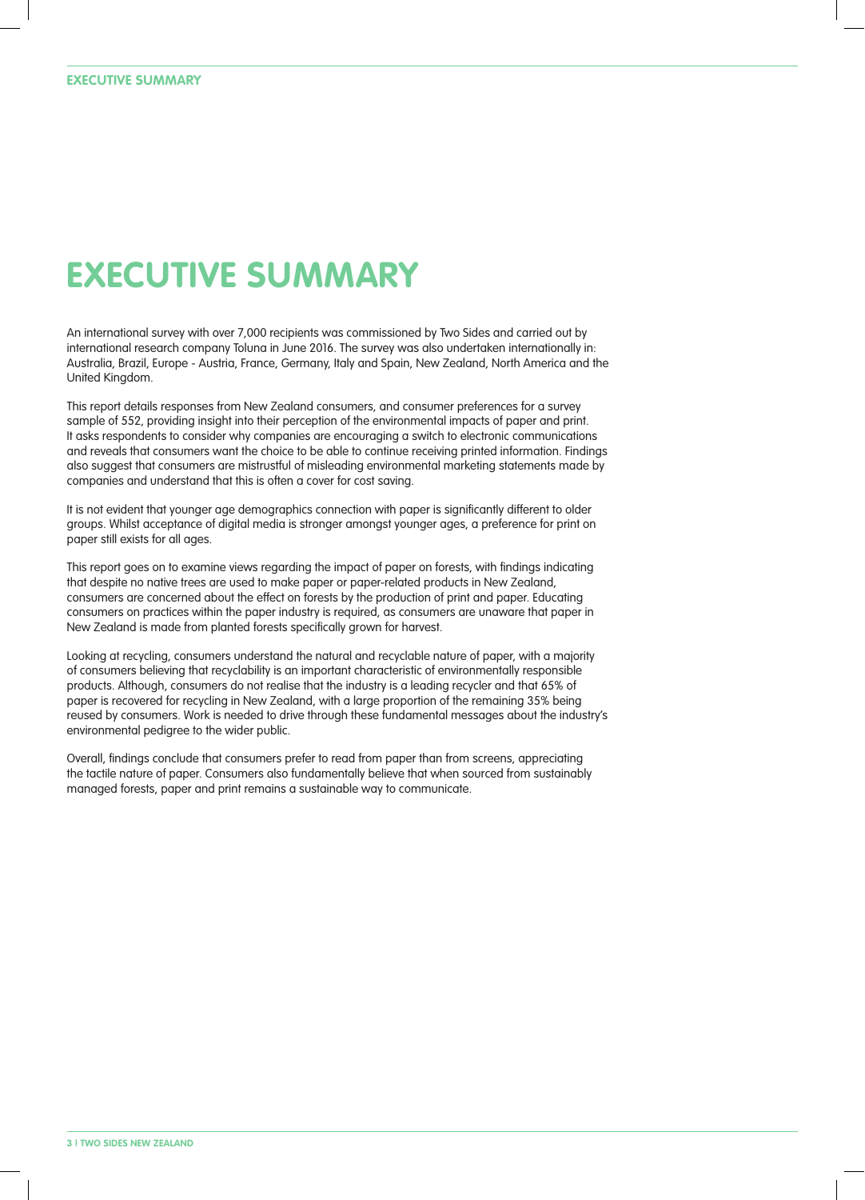# EXECUTIVE SUMMARY

An international survey with over 7,000 recipients was commissioned by Two Sides and carried out by international research company Toluna in June 2016. The survey was also undertaken internationally in: Australia, Brazil, Europe - Austria, France, Germany, Italy and Spain, New Zealand, North America and the United Kingdom.

This report details responses from New Zealand consumers, and consumer preferences for a survey sample of 552, providing insight into their perception of the environmental impacts of paper and print. It asks respondents to consider why companies are encouraging a switch to electronic communications and reveals that consumers want the choice to be able to continue receiving printed information. Findings also suggest that consumers are mistrustful of misleading environmental marketing statements made by companies and understand that this is often a cover for cost saving.

It is not evident that younger age demographics connection with paper is significantly different to older groups. Whilst acceptance of digital media is stronger amongst younger ages, a preference for print on paper still exists for all ages.

This report goes on to examine views regarding the impact of paper on forests, with findings indicating that despite no native trees are used to make paper or paper-related products in New Zealand, consumers are concerned about the effect on forests by the production of print and paper. Educating consumers on practices within the paper industry is required, as consumers are unaware that paper in New Zealand is made from planted forests specifically grown for harvest.

Looking at recycling, consumers understand the natural and recyclable nature of paper, with a majority of consumers believing that recyclability is an important characteristic of environmentally responsible products. Although, consumers do not realise that the industry is a leading recycler and that 65% of paper is recovered for recycling in New Zealand, with a large proportion of the remaining 35% being reused by consumers. Work is needed to drive through these fundamental messages about the industry's environmental pedigree to the wider public.

Overall, findings conclude that consumers prefer to read from paper than from screens, appreciating the tactile nature of paper. Consumers also fundamentally believe that when sourced from sustainably managed forests, paper and print remains a sustainable way to communicate.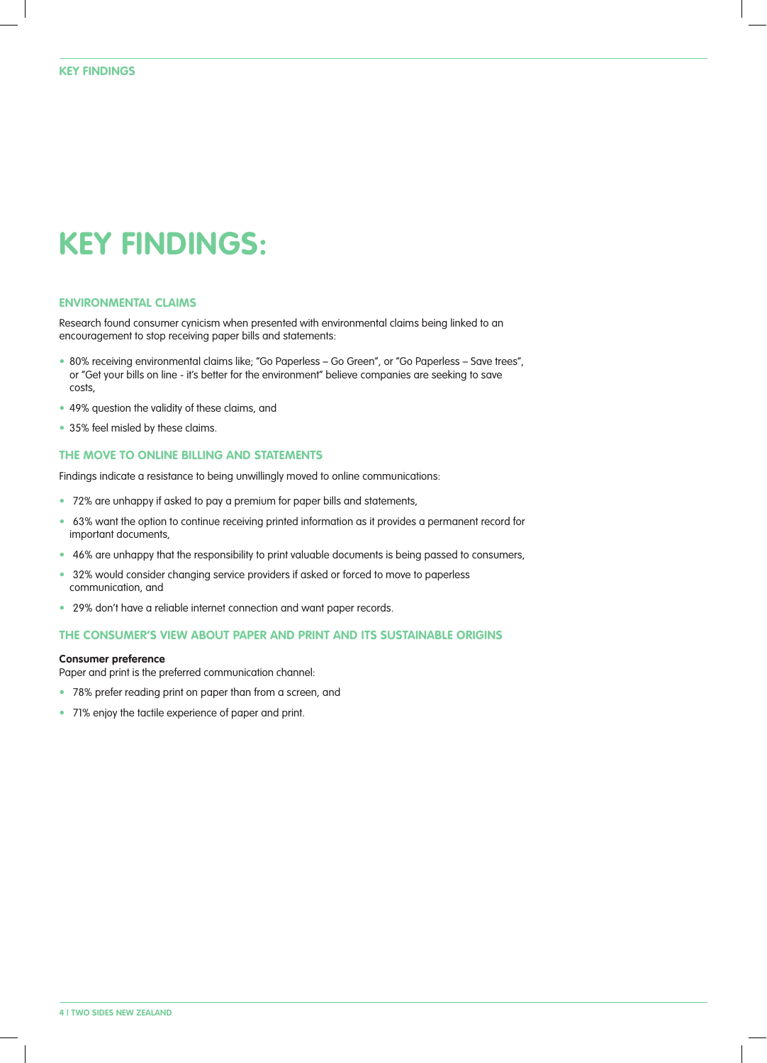# KEY FINDINGS:

## ENVIRONMENTAL CLAIMS

Research found consumer cynicism when presented with environmental claims being linked to an encouragement to stop receiving paper bills and statements:

- 80% receiving environmental claims like; "Go Paperless – Go Green", or "Go Paperless – Save trees", or "Get your bills on line - it's better for the environment" believe companies are seeking to save costs,
- 49% question the validity of these claims, and
- 35% feel misled by these claims.

## THE MOVE TO ONLINE BILLING AND STATEMENTS

Findings indicate a resistance to being unwillingly moved to online communications:

- 72% are unhappy if asked to pay a premium for paper bills and statements,
- 63% want the option to continue receiving printed information as it provides a permanent record for important documents,
- 46% are unhappy that the responsibility to print valuable documents is being passed to consumers,
- 32% would consider changing service providers if asked or forced to move to paperless communication, and
- 29% don't have a reliable internet connection and want paper records.

## THE CONSUMER'S VIEW ABOUT PAPER AND PRINT AND ITS SUSTAINABLE ORIGINS

**Consumer preference**
Paper and print is the preferred communication channel:

- 78% prefer reading print on paper than from a screen, and
- 71% enjoy the tactile experience of paper and print.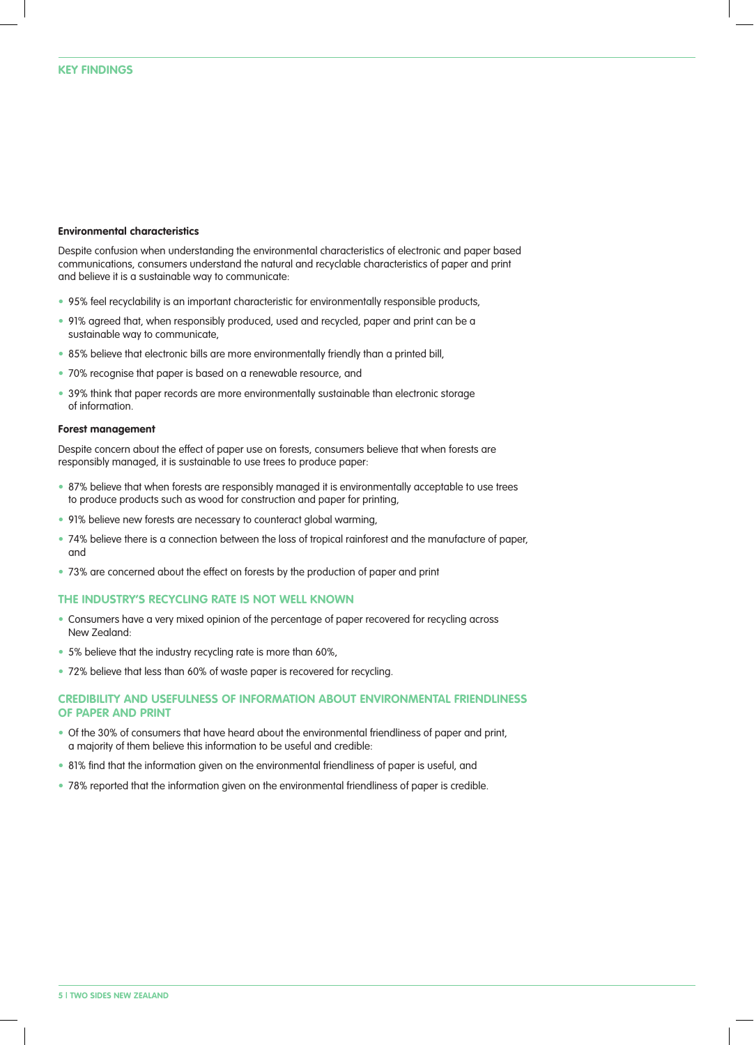## KEY FINDINGS

### Environmental characteristics

Despite confusion when understanding the environmental characteristics of electronic and paper based communications, consumers understand the natural and recyclable characteristics of paper and print and believe it is a sustainable way to communicate:

- 95% feel recyclability is an important characteristic for environmentally responsible products,
- 91% agreed that, when responsibly produced, used and recycled, paper and print can be a sustainable way to communicate,
- 85% believe that electronic bills are more environmentally friendly than a printed bill,
- 70% recognise that paper is based on a renewable resource, and
- 39% think that paper records are more environmentally sustainable than electronic storage of information.

### Forest management

Despite concern about the effect of paper use on forests, consumers believe that when forests are responsibly managed, it is sustainable to use trees to produce paper:

- 87% believe that when forests are responsibly managed it is environmentally acceptable to use trees to produce products such as wood for construction and paper for printing,
- 91% believe new forests are necessary to counteract global warming,
- 74% believe there is a connection between the loss of tropical rainforest and the manufacture of paper, and
- 73% are concerned about the effect on forests by the production of paper and print

## THE INDUSTRY'S RECYCLING RATE IS NOT WELL KNOWN

- Consumers have a very mixed opinion of the percentage of paper recovered for recycling across New Zealand:
- 5% believe that the industry recycling rate is more than 60%,
- 72% believe that less than 60% of waste paper is recovered for recycling.

## CREDIBILITY AND USEFULNESS OF INFORMATION ABOUT ENVIRONMENTAL FRIENDLINESS OF PAPER AND PRINT

- Of the 30% of consumers that have heard about the environmental friendliness of paper and print, a majority of them believe this information to be useful and credible:
- 81% find that the information given on the environmental friendliness of paper is useful, and
- 78% reported that the information given on the environmental friendliness of paper is credible.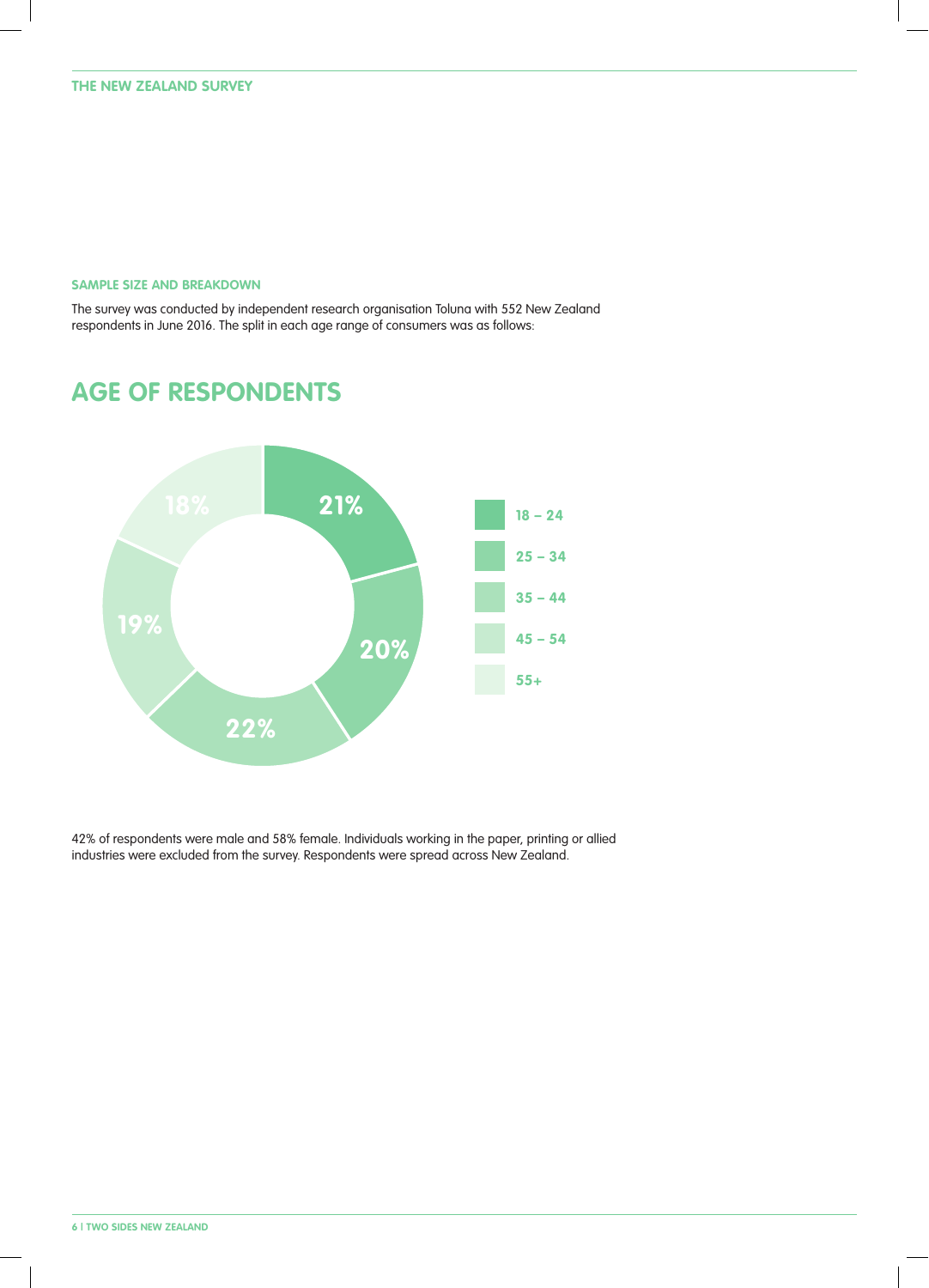## SAMPLE SIZE AND BREAKDOWN

The survey was conducted by independent research organisation Toluna with 552 New Zealand respondents in June 2016. The split in each age range of consumers was as follows:

# AGE OF RESPONDENTS

| Age | Percentage |
|---|---|
| 18 – 24 | 21% |
| 25 – 34 | 20% |
| 35 – 44 | 22% |
| 45 – 54 | 19% |
| 55+ | 18% |

42% of respondents were male and 58% female. Individuals working in the paper, printing or allied industries were excluded from the survey. Respondents were spread across New Zealand.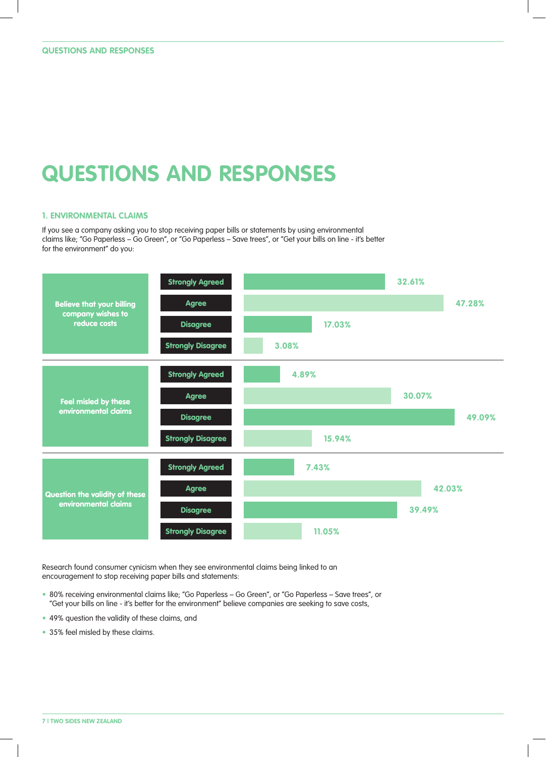# QUESTIONS AND RESPONSES

### 1. ENVIRONMENTAL CLAIMS

If you see a company asking you to stop receiving paper bills or statements by using environmental claims like; "Go Paperless – Go Green", or "Go Paperless – Save trees", or "Get your bills on line - it's better for the environment" do you:

| | | |
|---|---|---|
| Believe that your billing company wishes to reduce costs | Strongly Agreed | 32.61% |
| | Agree | 47.28% |
| | Disagree | 17.03% |
| | Strongly Disagree | 3.08% |
| Feel misled by these environmental claims | Strongly Agreed | 4.89% |
| | Agree | 30.07% |
| | Disagree | 49.09% |
| | Strongly Disagree | 15.94% |
| Question the validity of these environmental claims | Strongly Agreed | 7.43% |
| | Agree | 42.03% |
| | Disagree | 39.49% |
| | Strongly Disagree | 11.05% |

Research found consumer cynicism when they see environmental claims being linked to an encouragement to stop receiving paper bills and statements:

- 80% receiving environmental claims like; "Go Paperless – Go Green", or "Go Paperless – Save trees", or "Get your bills on line - it's better for the environment" believe companies are seeking to save costs,
- 49% question the validity of these claims, and
- 35% feel misled by these claims.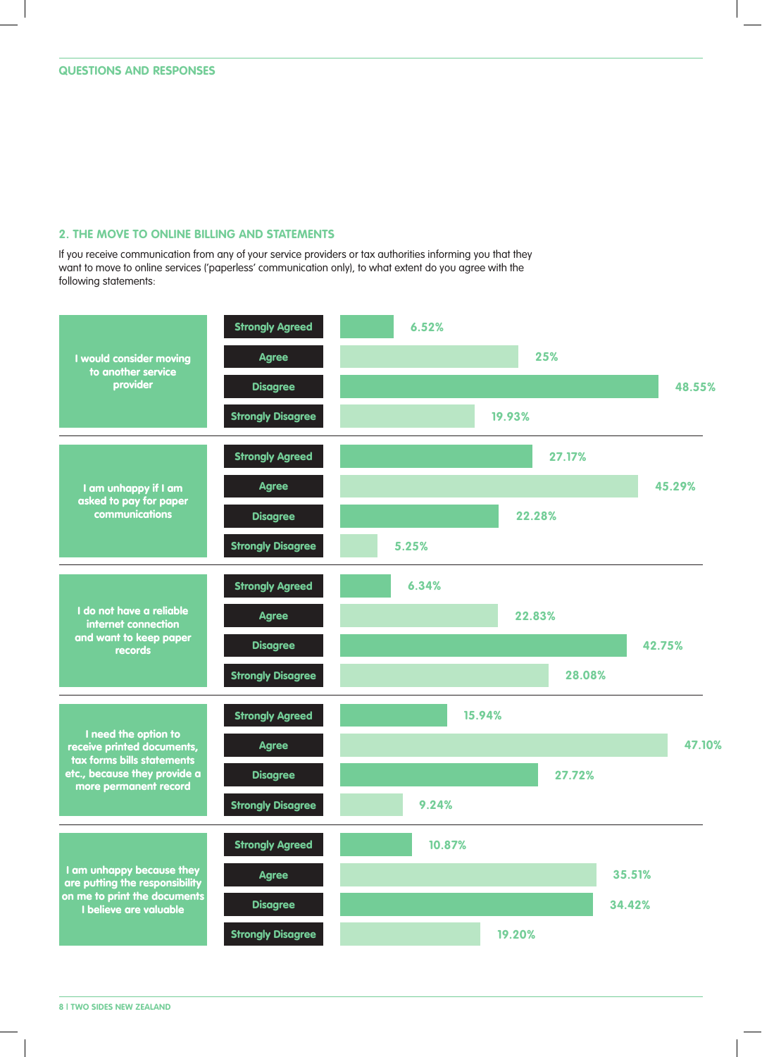QUESTIONS AND RESPONSES

## 2. THE MOVE TO ONLINE BILLING AND STATEMENTS

If you receive communication from any of your service providers or tax authorities informing you that they want to move to online services ('paperless' communication only), to what extent do you agree with the following statements:

| Statement | Strongly Agreed | Agree | Disagree | Strongly Disagree |
|---|---|---|---|---|
| I would consider moving to another service provider | 6.52% | 25% | 48.55% | 19.93% |
| I am unhappy if I am asked to pay for paper communications | 27.17% | 45.29% | 22.28% | 5.25% |
| I do not have a reliable internet connection and want to keep paper records | 6.34% | 22.83% | 42.75% | 28.08% |
| I need the option to receive printed documents, tax forms bills statements etc., because they provide a more permanent record | 15.94% | 47.10% | 27.72% | 9.24% |
| I am unhappy because they are putting the responsibility on me to print the documents I believe are valuable | 10.87% | 35.51% | 34.42% | 19.20% |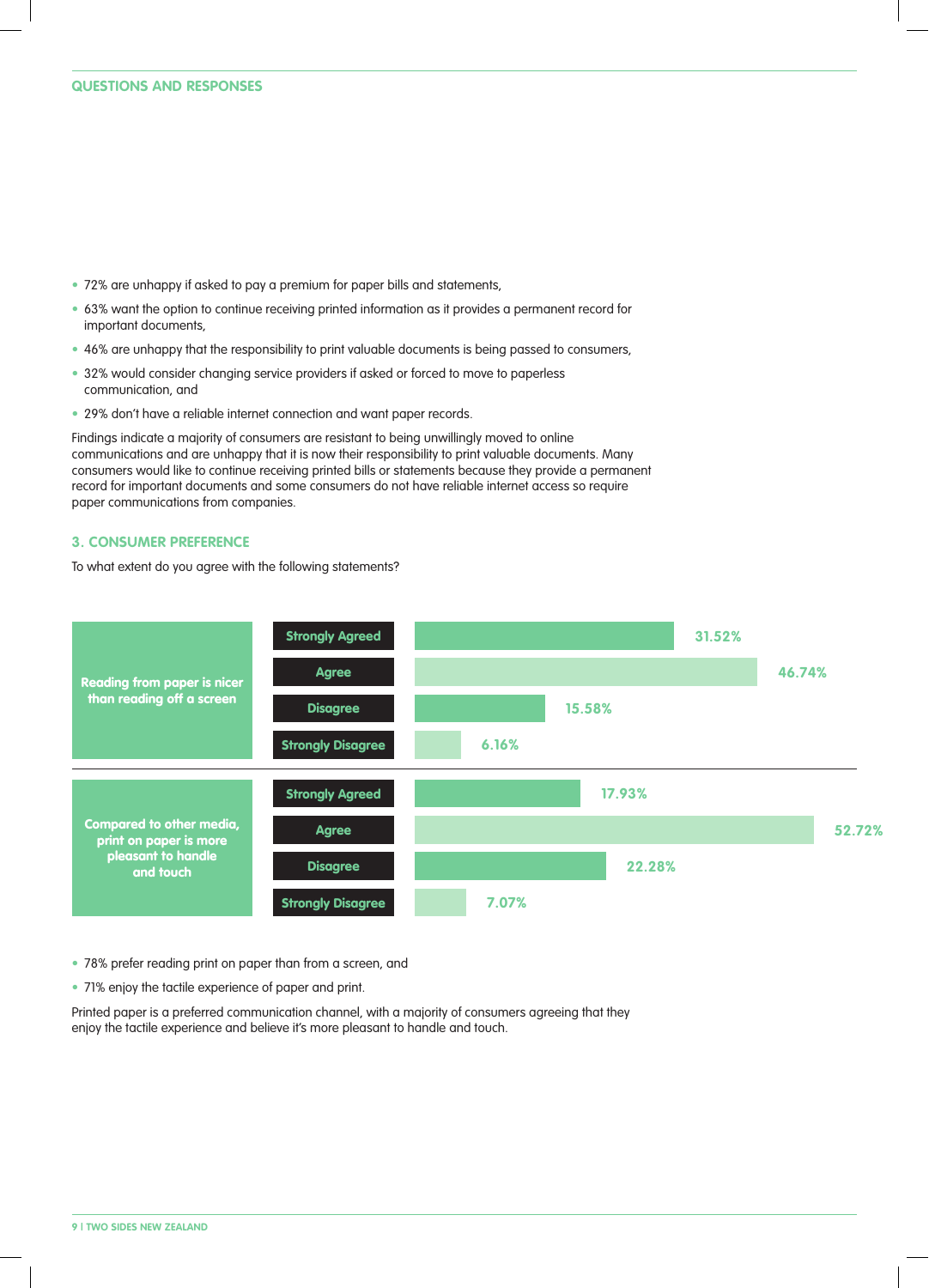## QUESTIONS AND RESPONSES

- 72% are unhappy if asked to pay a premium for paper bills and statements,
- 63% want the option to continue receiving printed information as it provides a permanent record for important documents,
- 46% are unhappy that the responsibility to print valuable documents is being passed to consumers,
- 32% would consider changing service providers if asked or forced to move to paperless communication, and
- 29% don't have a reliable internet connection and want paper records.

Findings indicate a majority of consumers are resistant to being unwillingly moved to online communications and are unhappy that it is now their responsibility to print valuable documents. Many consumers would like to continue receiving printed bills or statements because they provide a permanent record for important documents and some consumers do not have reliable internet access so require paper communications from companies.

### 3. CONSUMER PREFERENCE

To what extent do you agree with the following statements?

| Statement | Response | Percentage |
|---|---|---|
| Reading from paper is nicer than reading off a screen | Strongly Agreed | 31.52% |
| | Agree | 46.74% |
| | Disagree | 15.58% |
| | Strongly Disagree | 6.16% |
| Compared to other media, print on paper is more pleasant to handle and touch | Strongly Agreed | 17.93% |
| | Agree | 52.72% |
| | Disagree | 22.28% |
| | Strongly Disagree | 7.07% |

- 78% prefer reading print on paper than from a screen, and
- 71% enjoy the tactile experience of paper and print.

Printed paper is a preferred communication channel, with a majority of consumers agreeing that they enjoy the tactile experience and believe it's more pleasant to handle and touch.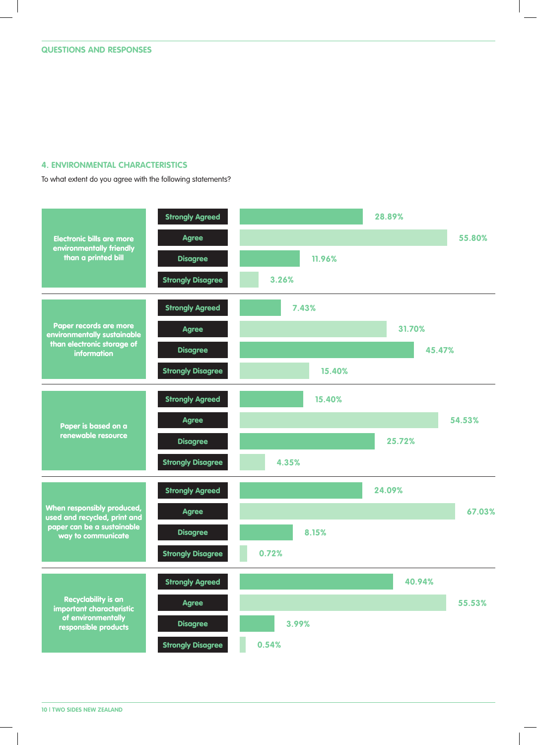QUESTIONS AND RESPONSES

## 4. ENVIRONMENTAL CHARACTERISTICS

To what extent do you agree with the following statements?

| Statement | Strongly Agreed | Agree | Disagree | Strongly Disagree |
|---|---|---|---|---|
| Electronic bills are more environmentally friendly than a printed bill | 28.89% | 55.80% | 11.96% | 3.26% |
| Paper records are more environmentally sustainable than electronic storage of information | 7.43% | 31.70% | 45.47% | 15.40% |
| Paper is based on a renewable resource | 15.40% | 54.53% | 25.72% | 4.35% |
| When responsibly produced, used and recycled, print and paper can be a sustainable way to communicate | 24.09% | 67.03% | 8.15% | 0.72% |
| Recyclability is an important characteristic of environmentally responsible products | 40.94% | 55.53% | 3.99% | 0.54% |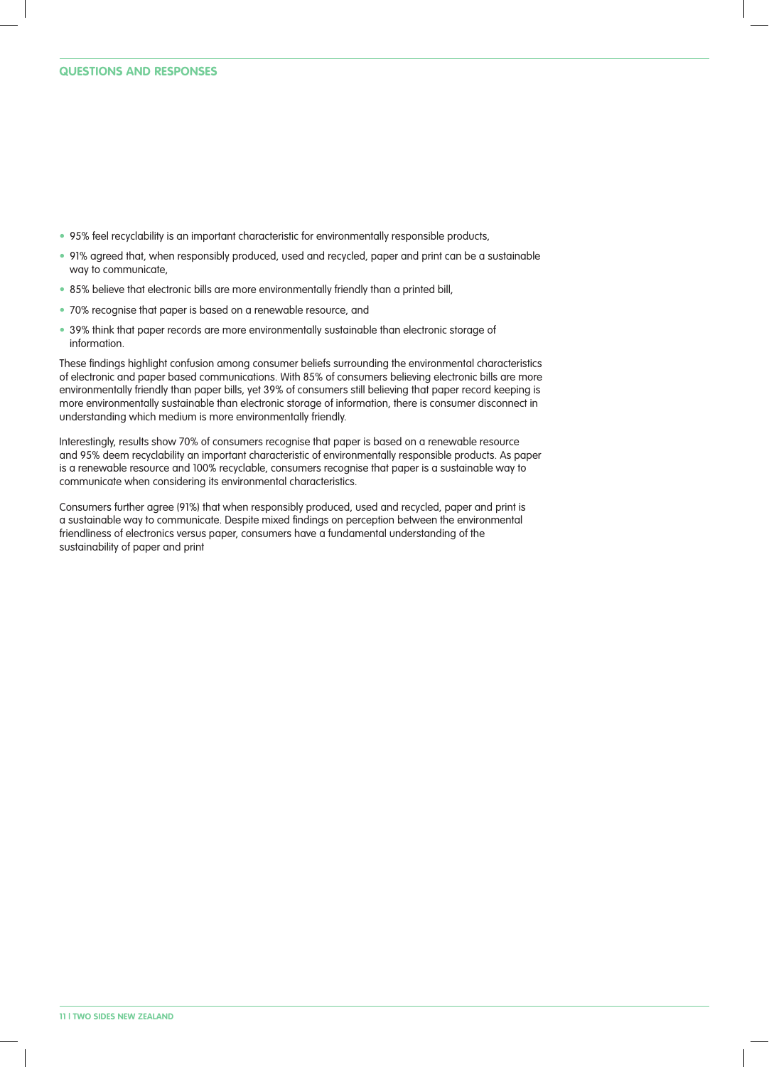## QUESTIONS AND RESPONSES

- 95% feel recyclability is an important characteristic for environmentally responsible products,
- 91% agreed that, when responsibly produced, used and recycled, paper and print can be a sustainable way to communicate,
- 85% believe that electronic bills are more environmentally friendly than a printed bill,
- 70% recognise that paper is based on a renewable resource, and
- 39% think that paper records are more environmentally sustainable than electronic storage of information.

These findings highlight confusion among consumer beliefs surrounding the environmental characteristics of electronic and paper based communications. With 85% of consumers believing electronic bills are more environmentally friendly than paper bills, yet 39% of consumers still believing that paper record keeping is more environmentally sustainable than electronic storage of information, there is consumer disconnect in understanding which medium is more environmentally friendly.

Interestingly, results show 70% of consumers recognise that paper is based on a renewable resource and 95% deem recyclability an important characteristic of environmentally responsible products. As paper is a renewable resource and 100% recyclable, consumers recognise that paper is a sustainable way to communicate when considering its environmental characteristics.

Consumers further agree (91%) that when responsibly produced, used and recycled, paper and print is a sustainable way to communicate. Despite mixed findings on perception between the environmental friendliness of electronics versus paper, consumers have a fundamental understanding of the sustainability of paper and print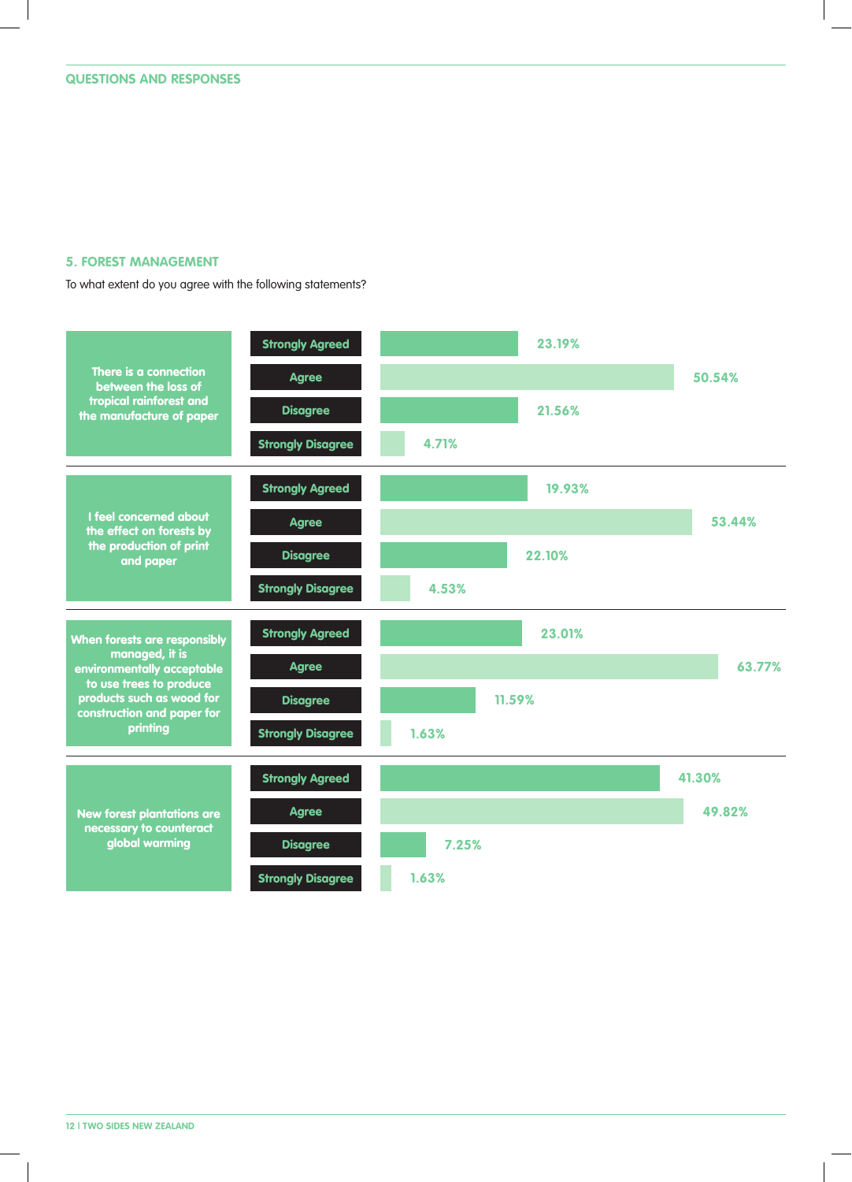## 5. FOREST MANAGEMENT

To what extent do you agree with the following statements?

| Statement | Response | Percentage |
| --- | --- | --- |
| There is a connection between the loss of tropical rainforest and the manufacture of paper | Strongly Agreed | 23.19% |
| | Agree | 50.54% |
| | Disagree | 21.56% |
| | Strongly Disagree | 4.71% |
| I feel concerned about the effect on forests by the production of print and paper | Strongly Agreed | 19.93% |
| | Agree | 53.44% |
| | Disagree | 22.10% |
| | Strongly Disagree | 4.53% |
| When forests are responsibly managed, it is environmentally acceptable to use trees to produce products such as wood for construction and paper for printing | Strongly Agreed | 23.01% |
| | Agree | 63.77% |
| | Disagree | 11.59% |
| | Strongly Disagree | 1.63% |
| New forest plantations are necessary to counteract global warming | Strongly Agreed | 41.30% |
| | Agree | 49.82% |
| | Disagree | 7.25% |
| | Strongly Disagree | 1.63% |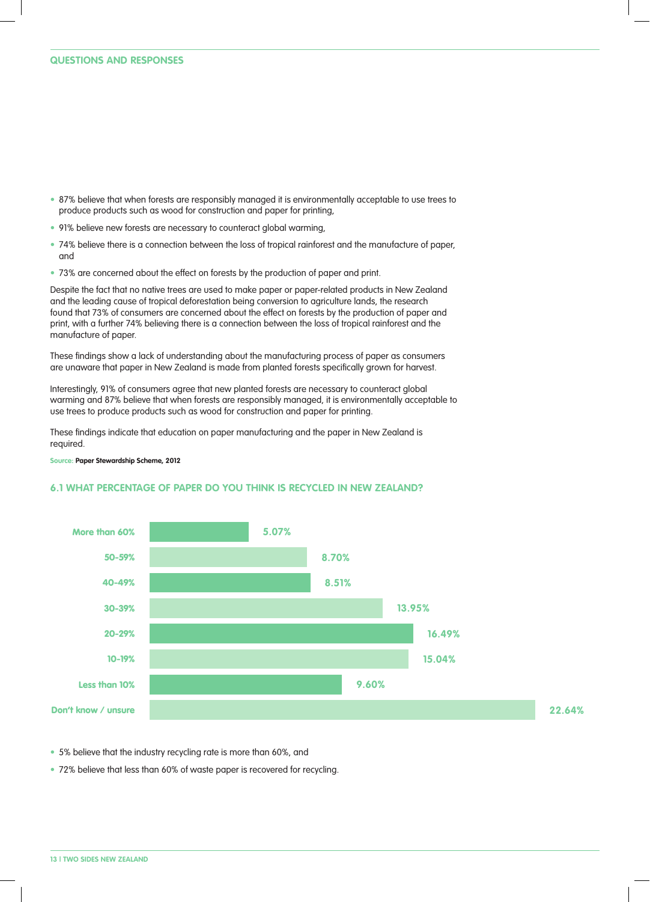QUESTIONS AND RESPONSES

- 87% believe that when forests are responsibly managed it is environmentally acceptable to use trees to produce products such as wood for construction and paper for printing,
- 91% believe new forests are necessary to counteract global warming,
- 74% believe there is a connection between the loss of tropical rainforest and the manufacture of paper, and
- 73% are concerned about the effect on forests by the production of paper and print.

Despite the fact that no native trees are used to make paper or paper-related products in New Zealand and the leading cause of tropical deforestation being conversion to agriculture lands, the research found that 73% of consumers are concerned about the effect on forests by the production of paper and print, with a further 74% believing there is a connection between the loss of tropical rainforest and the manufacture of paper.

These findings show a lack of understanding about the manufacturing process of paper as consumers are unaware that paper in New Zealand is made from planted forests specifically grown for harvest.

Interestingly, 91% of consumers agree that new planted forests are necessary to counteract global warming and 87% believe that when forests are responsibly managed, it is environmentally acceptable to use trees to produce products such as wood for construction and paper for printing.

These findings indicate that education on paper manufacturing and the paper in New Zealand is required.

Source: **Paper Stewardship Scheme, 2012**

## 6.1 WHAT PERCENTAGE OF PAPER DO YOU THINK IS RECYCLED IN NEW ZEALAND?

| Response | Percentage |
|---|---|
| More than 60% | 5.07% |
| 50-59% | 8.70% |
| 40-49% | 8.51% |
| 30-39% | 13.95% |
| 20-29% | 16.49% |
| 10-19% | 15.04% |
| Less than 10% | 9.60% |
| Don't know / unsure | 22.64% |

- 5% believe that the industry recycling rate is more than 60%, and
- 72% believe that less than 60% of waste paper is recovered for recycling.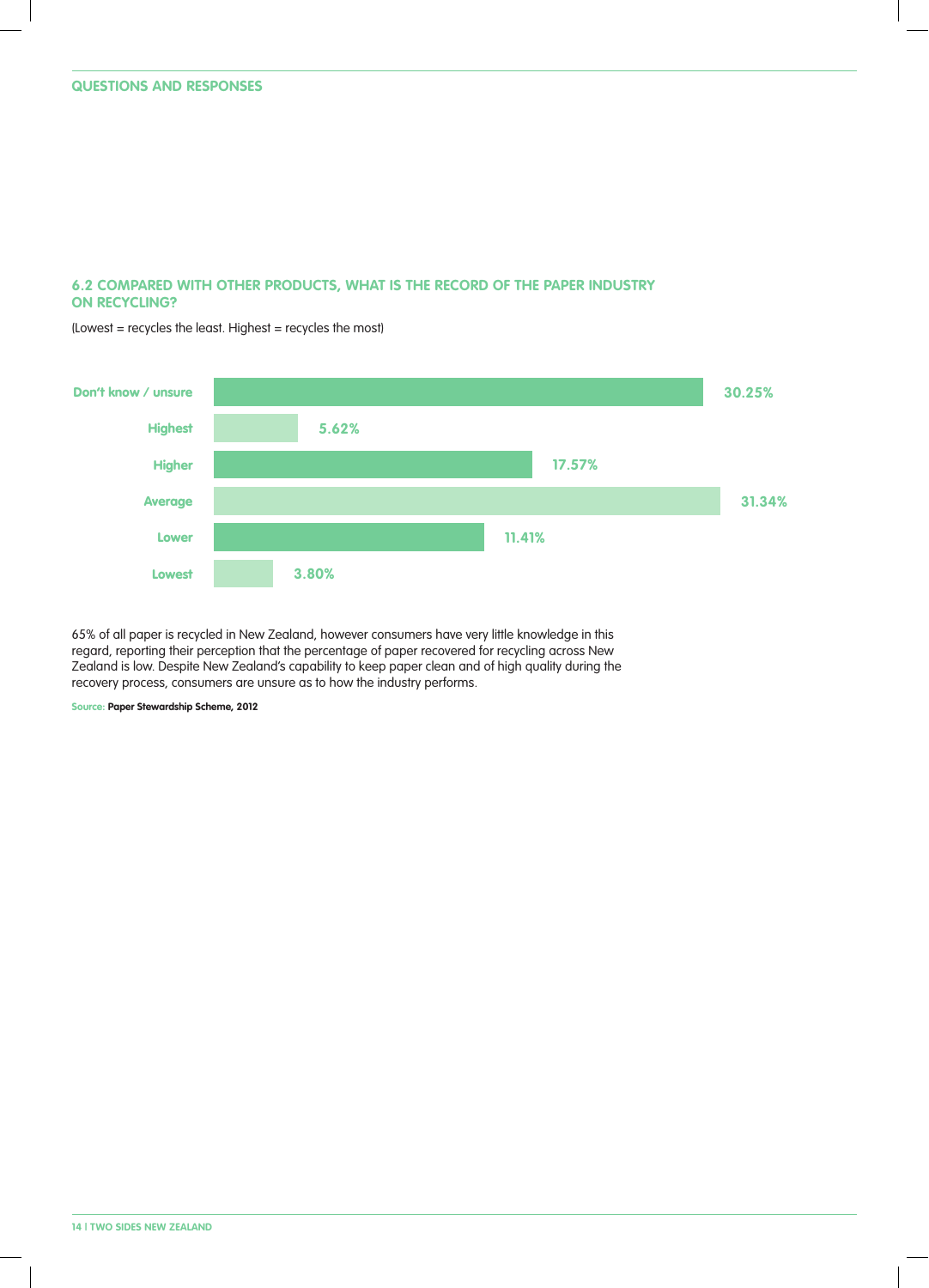QUESTIONS AND RESPONSES

### 6.2 COMPARED WITH OTHER PRODUCTS, WHAT IS THE RECORD OF THE PAPER INDUSTRY ON RECYCLING?

(Lowest = recycles the least. Highest = recycles the most)

| Response | Percentage |
| --- | --- |
| Don't know / unsure | 30.25% |
| Highest | 5.62% |
| Higher | 17.57% |
| Average | 31.34% |
| Lower | 11.41% |
| Lowest | 3.80% |

65% of all paper is recycled in New Zealand, however consumers have very little knowledge in this regard, reporting their perception that the percentage of paper recovered for recycling across New Zealand is low. Despite New Zealand's capability to keep paper clean and of high quality during the recovery process, consumers are unsure as to how the industry performs.

Source: **Paper Stewardship Scheme, 2012**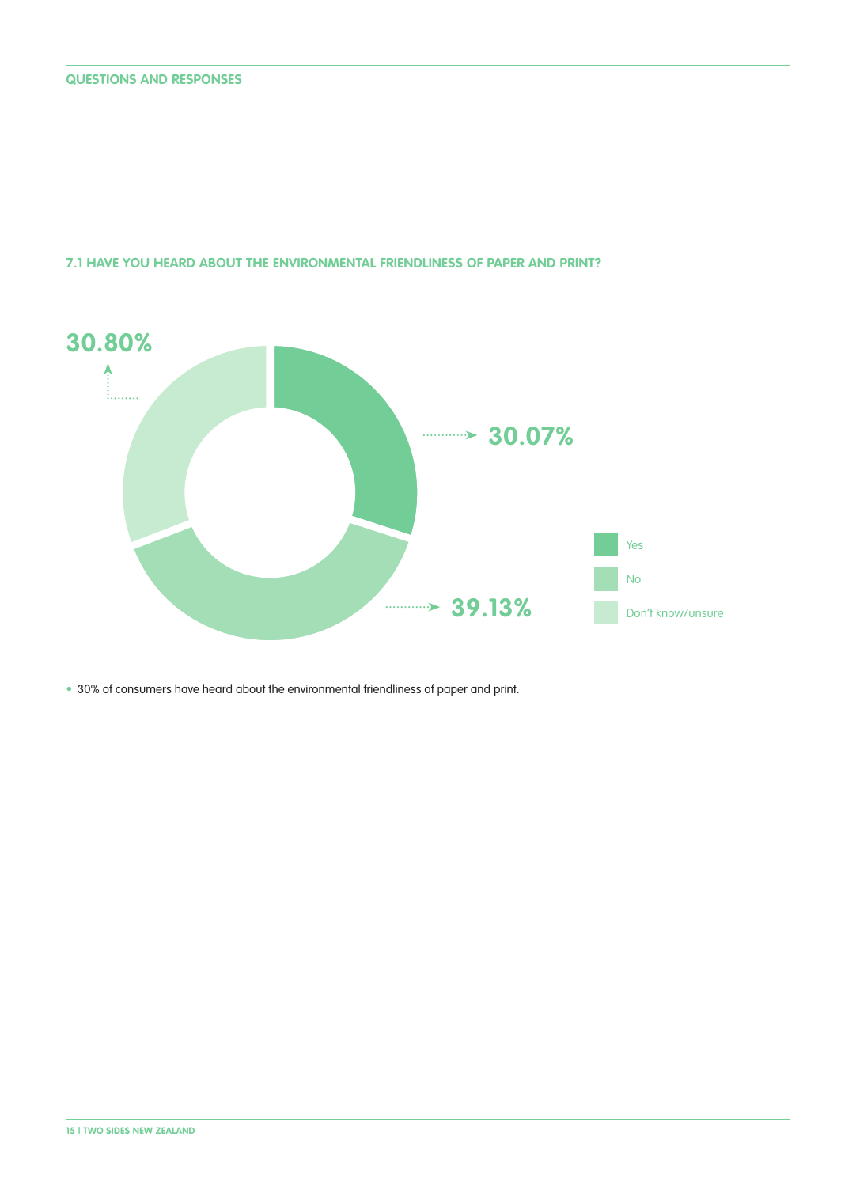## QUESTIONS AND RESPONSES

### 7.1 HAVE YOU HEARD ABOUT THE ENVIRONMENTAL FRIENDLINESS OF PAPER AND PRINT?

| Response | Percentage |
| --- | --- |
| Yes | 30.07% |
| No | 39.13% |
| Don't know/unsure | 30.80% |

- 30% of consumers have heard about the environmental friendliness of paper and print.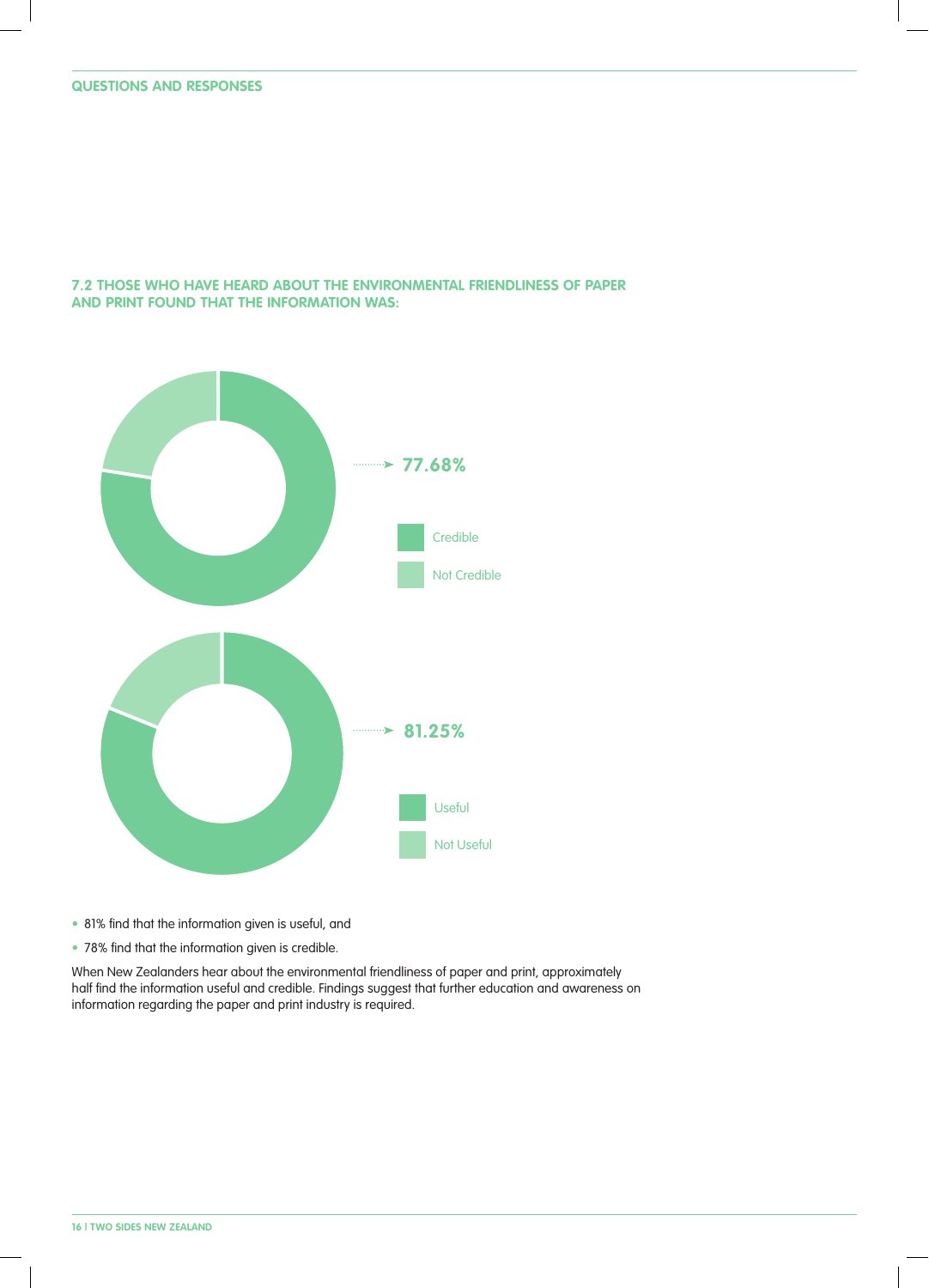### 7.2 THOSE WHO HAVE HEARD ABOUT THE ENVIRONMENTAL FRIENDLINESS OF PAPER AND PRINT FOUND THAT THE INFORMATION WAS:

77.68%

Credible

Not Credible

81.25%

Useful

Not Useful

- 81% find that the information given is useful, and
- 78% find that the information given is credible.

When New Zealanders hear about the environmental friendliness of paper and print, approximately half find the information useful and credible. Findings suggest that further education and awareness on information regarding the paper and print industry is required.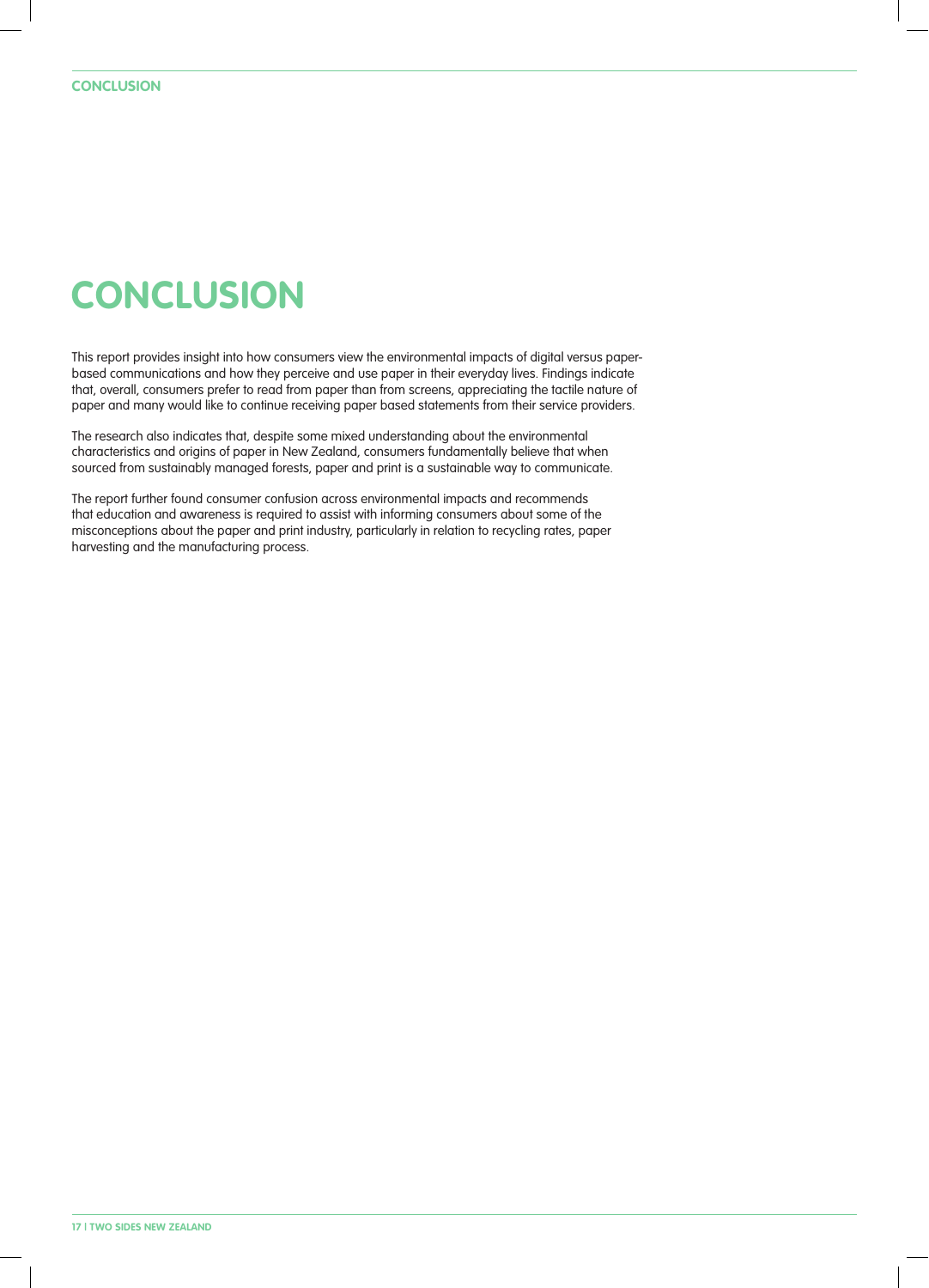# CONCLUSION

This report provides insight into how consumers view the environmental impacts of digital versus paper-based communications and how they perceive and use paper in their everyday lives. Findings indicate that, overall, consumers prefer to read from paper than from screens, appreciating the tactile nature of paper and many would like to continue receiving paper based statements from their service providers.

The research also indicates that, despite some mixed understanding about the environmental characteristics and origins of paper in New Zealand, consumers fundamentally believe that when sourced from sustainably managed forests, paper and print is a sustainable way to communicate.

The report further found consumer confusion across environmental impacts and recommends that education and awareness is required to assist with informing consumers about some of the misconceptions about the paper and print industry, particularly in relation to recycling rates, paper harvesting and the manufacturing process.